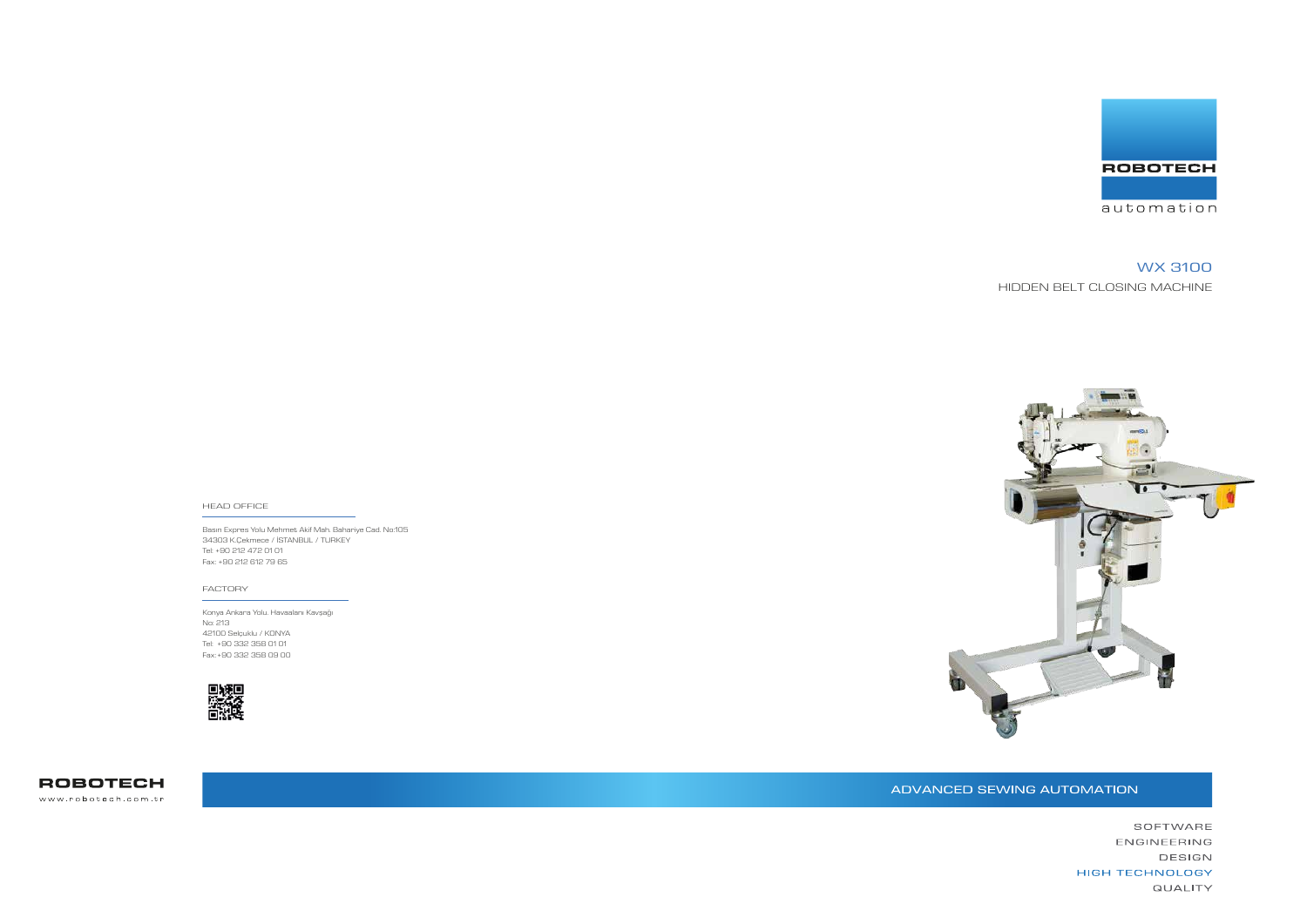# ROBOTECH

automation

## WX 3100

HIDDEN BELT CLOSING MACHINE

HEAD OFFICE

Basın Expres Yolu Mehmet Akif Mah. Bahariye Cad. No:105
34303 K.Çekmece / ISTANBUL / TURKEY
Tel: +90 212 472 01 01
Fax: +90 212 612 79 65

FACTORY

Konya Ankara Yolu. Havaalanı Kavşağı
No: 213
42100 Selçuklu / KONYA
Tel: +90 332 358 01 01
Fax: +90 332 358 09 00

ROBOTECH
www.robotech.com.tr

ADVANCED SEWING AUTOMATION

SOFTWARE
ENGINEERING
DESIGN
HIGH TECHNOLOGY
QUALITY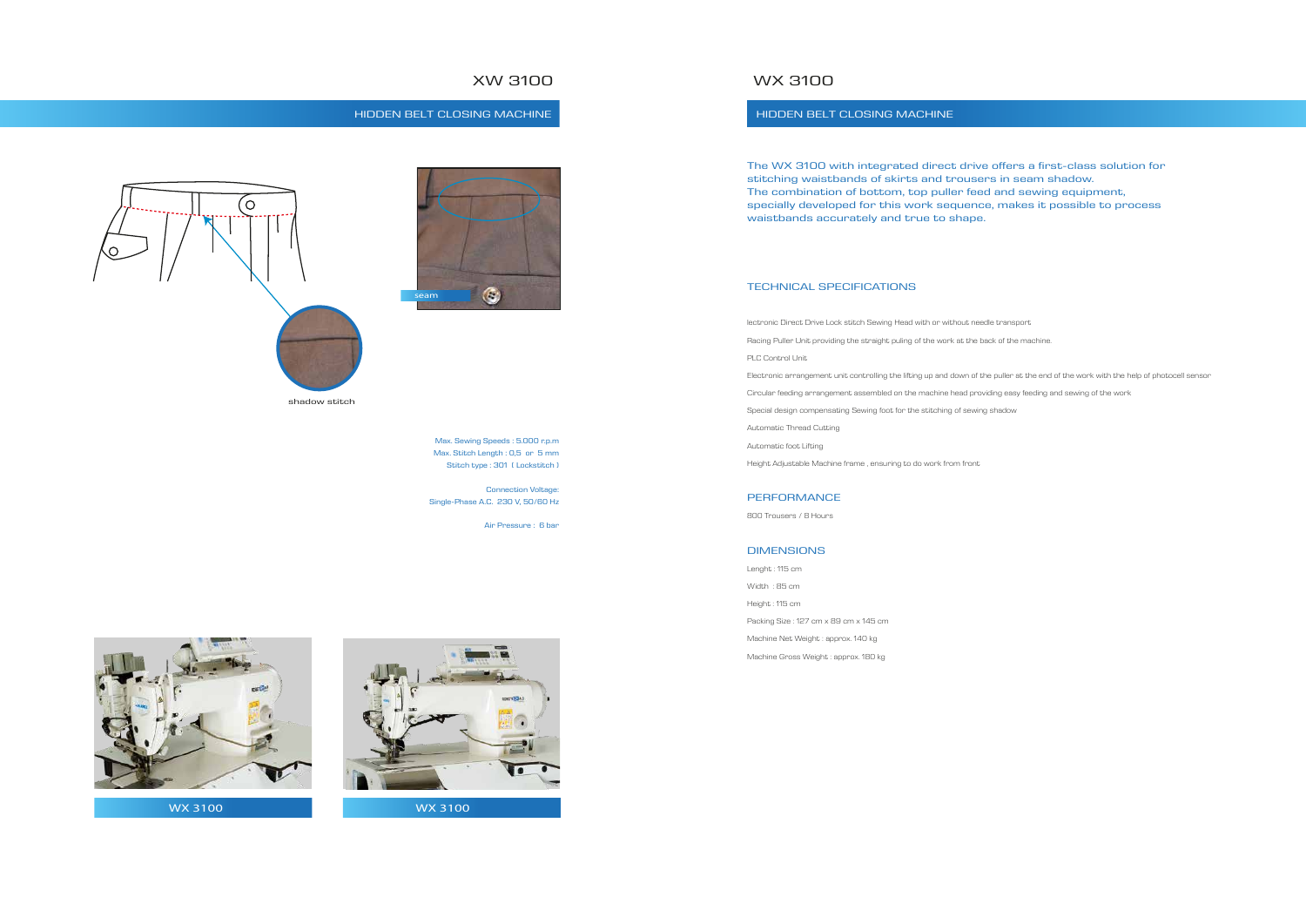# XW 3100

## HIDDEN BELT CLOSING MACHINE

seam

shadow stitch

Max. Sewing Speeds : 5.000 r.p.m
Max. Stitch Length : 0,5 or 5 mm
Stitch type : 301 ( Lockstitch )

Connection Voltage:
Single-Phase A.C. 230 V, 50/60 Hz

Air Pressure : 6 bar

WX 3100

WX 3100

# WX 3100

## HIDDEN BELT CLOSING MACHINE

The WX 3100 with integrated direct drive offers a first-class solution for stitching waistbands of skirts and trousers in seam shadow.
The combination of bottom, top puller feed and sewing equipment, specially developed for this work sequence, makes it possible to process waistbands accurately and true to shape.

### TECHNICAL SPECIFICATIONS

lectronic Direct Drive Lock stitch Sewing Head with or without needle transport

Racing Puller Unit providing the straight puling of the work at the back of the machine.

PLC Control Unit

Electronic arrangement unit controlling the lifting up and down of the puller at the end of the work with the help of photocell sensor

Circular feeding arrangement assembled on the machine head providing easy feeding and sewing of the work

Special design compensating Sewing foot for the stitching of sewing shadow

Automatic Thread Cutting

Automatic foot Lifting

Height Adjustable Machine frame , ensuring to do work from front

### PERFORMANCE

800 Trousers / 8 Hours

### DIMENSIONS

Lenght : 115 cm

Width : 85 cm

Height : 115 cm

Packing Size : 127 cm x 89 cm x 145 cm

Machine Net Weight : approx. 140 kg

Machine Gross Weight : approx. 180 kg